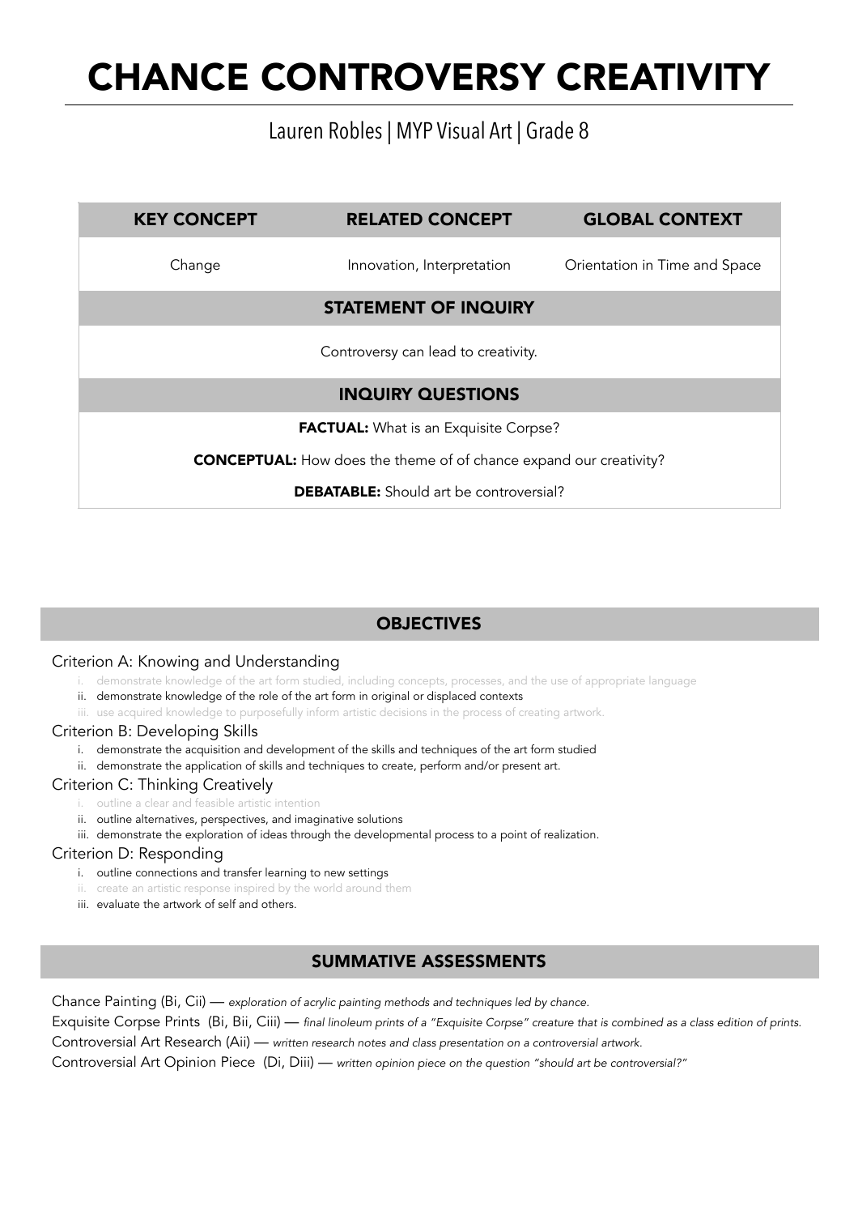# CHANCE CONTROVERSY CREATIVITY

Lauren Robles | MYP Visual Art | Grade 8

| KEY CONCEPT | RELATED CONCEPT | GLOBAL CONTEXT |
|---|---|---|
| Change | Innovation, Interpretation | Orientation in Time and Space |

## STATEMENT OF INQUIRY

Controversy can lead to creativity.

## INQUIRY QUESTIONS

**FACTUAL:** What is an Exquisite Corpse?

**CONCEPTUAL:** How does the theme of of chance expand our creativity?

**DEBATABLE:** Should art be controversial?

## OBJECTIVES

Criterion A: Knowing and Understanding

i. demonstrate knowledge of the art form studied, including concepts, processes, and the use of appropriate language
ii. demonstrate knowledge of the role of the art form in original or displaced contexts
iii. use acquired knowledge to purposefully inform artistic decisions in the process of creating artwork.

Criterion B: Developing Skills

i. demonstrate the acquisition and development of the skills and techniques of the art form studied
ii. demonstrate the application of skills and techniques to create, perform and/or present art.

Criterion C: Thinking Creatively

i. outline a clear and feasible artistic intention
ii. outline alternatives, perspectives, and imaginative solutions
iii. demonstrate the exploration of ideas through the developmental process to a point of realization.

Criterion D: Responding

i. outline connections and transfer learning to new settings
ii. create an artistic response inspired by the world around them
iii. evaluate the artwork of self and others.

## SUMMATIVE ASSESSMENTS

Chance Painting (Bi, Cii) — *exploration of acrylic painting methods and techniques led by chance.*

Exquisite Corpse Prints (Bi, Bii, Ciii) — *final linoleum prints of a "Exquisite Corpse" creature that is combined as a class edition of prints.*

Controversial Art Research (Aii) — *written research notes and class presentation on a controversial artwork.*

Controversial Art Opinion Piece (Di, Diii) — *written opinion piece on the question "should art be controversial?"*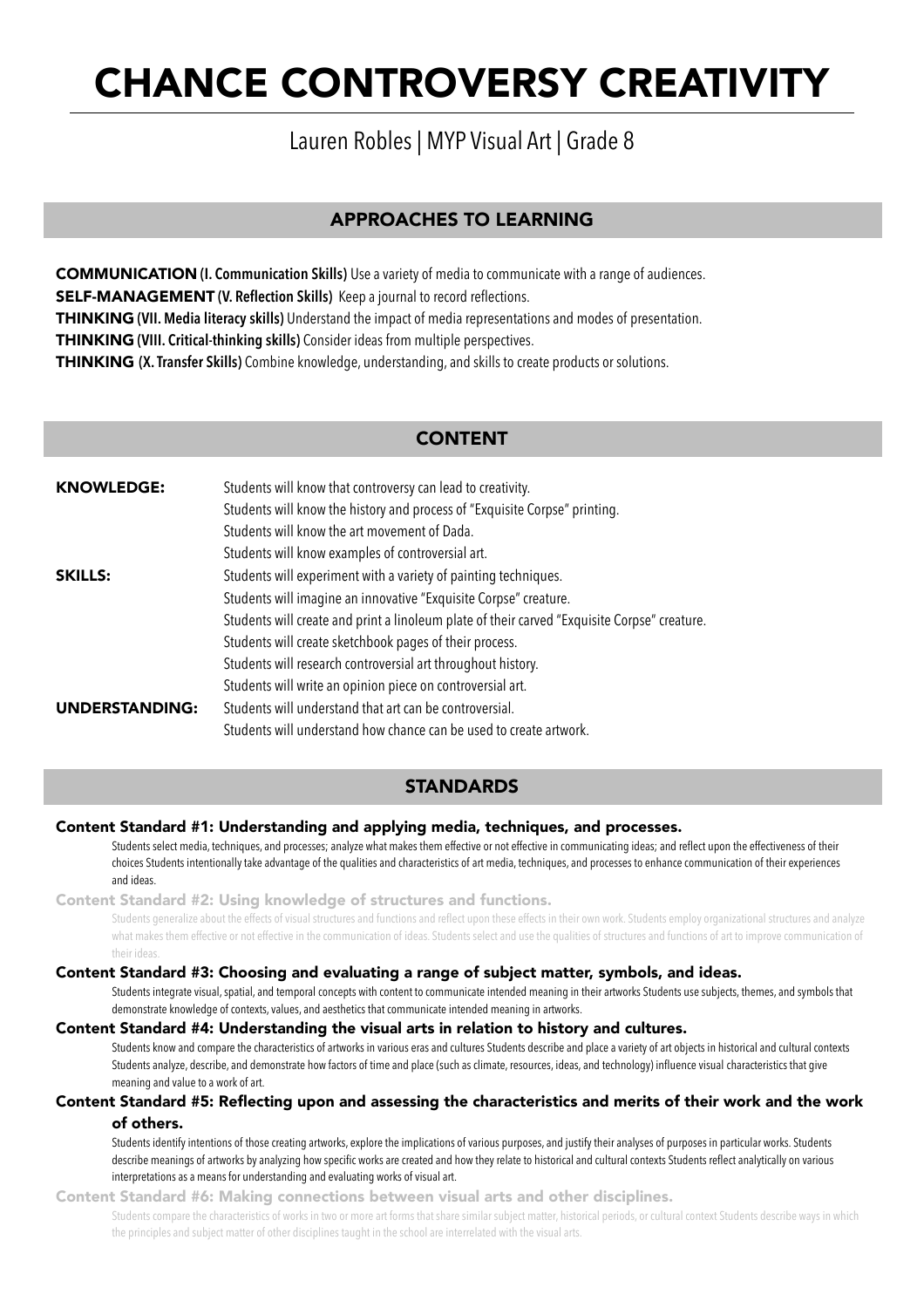# CHANCE CONTROVERSY CREATIVITY

Lauren Robles | MYP Visual Art | Grade 8

## APPROACHES TO LEARNING

**COMMUNICATION (I. Communication Skills)** Use a variety of media to communicate with a range of audiences.
**SELF-MANAGEMENT (V. Reflection Skills)** Keep a journal to record reflections.
**THINKING (VII. Media literacy skills)** Understand the impact of media representations and modes of presentation.
**THINKING (VIII. Critical-thinking skills)** Consider ideas from multiple perspectives.
**THINKING (X. Transfer Skills)** Combine knowledge, understanding, and skills to create products or solutions.

## CONTENT

**KNOWLEDGE:**
- Students will know that controversy can lead to creativity.
- Students will know the history and process of "Exquisite Corpse" printing.
- Students will know the art movement of Dada.
- Students will know examples of controversial art.

**SKILLS:**
- Students will experiment with a variety of painting techniques.
- Students will imagine an innovative "Exquisite Corpse" creature.
- Students will create and print a linoleum plate of their carved "Exquisite Corpse" creature.
- Students will create sketchbook pages of their process.
- Students will research controversial art throughout history.
- Students will write an opinion piece on controversial art.

**UNDERSTANDING:**
- Students will understand that art can be controversial.
- Students will understand how chance can be used to create artwork.

## STANDARDS

### Content Standard #1: Understanding and applying media, techniques, and processes.

Students select media, techniques, and processes; analyze what makes them effective or not effective in communicating ideas; and reflect upon the effectiveness of their choices Students intentionally take advantage of the qualities and characteristics of art media, techniques, and processes to enhance communication of their experiences and ideas.

### Content Standard #2: Using knowledge of structures and functions.

Students generalize about the effects of visual structures and functions and reflect upon these effects in their own work. Students employ organizational structures and analyze what makes them effective or not effective in the communication of ideas. Students select and use the qualities of structures and functions of art to improve communication of their ideas.

### Content Standard #3: Choosing and evaluating a range of subject matter, symbols, and ideas.

Students integrate visual, spatial, and temporal concepts with content to communicate intended meaning in their artworks Students use subjects, themes, and symbols that demonstrate knowledge of contexts, values, and aesthetics that communicate intended meaning in artworks.

### Content Standard #4: Understanding the visual arts in relation to history and cultures.

Students know and compare the characteristics of artworks in various eras and cultures Students describe and place a variety of art objects in historical and cultural contexts Students analyze, describe, and demonstrate how factors of time and place (such as climate, resources, ideas, and technology) influence visual characteristics that give meaning and value to a work of art.

### Content Standard #5: Reflecting upon and assessing the characteristics and merits of their work and the work of others.

Students identify intentions of those creating artworks, explore the implications of various purposes, and justify their analyses of purposes in particular works. Students describe meanings of artworks by analyzing how specific works are created and how they relate to historical and cultural contexts Students reflect analytically on various interpretations as a means for understanding and evaluating works of visual art.

### Content Standard #6: Making connections between visual arts and other disciplines.

Students compare the characteristics of works in two or more art forms that share similar subject matter, historical periods, or cultural context Students describe ways in which the principles and subject matter of other disciplines taught in the school are interrelated with the visual arts.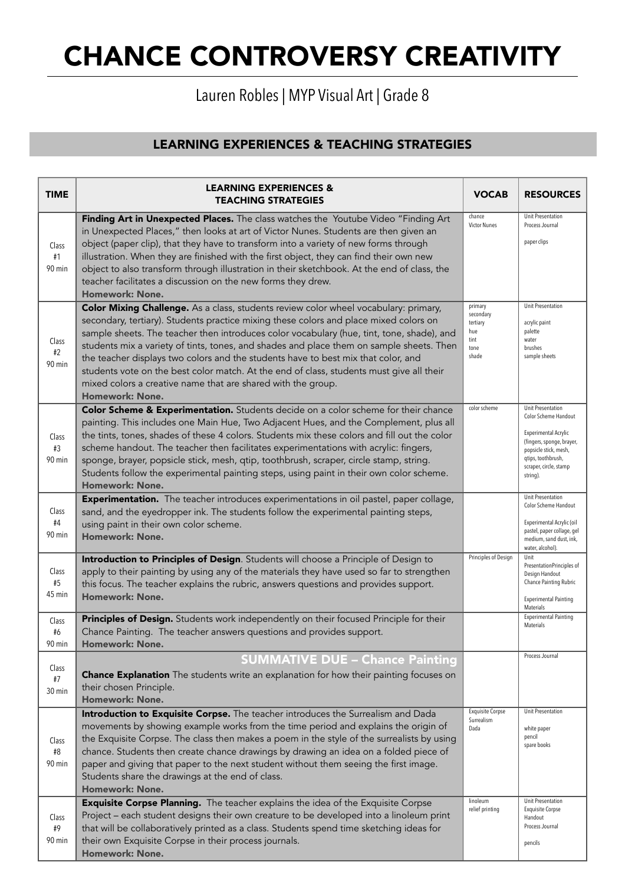# CHANCE CONTROVERSY CREATIVITY

Lauren Robles | MYP Visual Art | Grade 8

## LEARNING EXPERIENCES & TEACHING STRATEGIES

| TIME | LEARNING EXPERIENCES & TEACHING STRATEGIES | VOCAB | RESOURCES |
|---|---|---|---|
| Class #1 90 min | **Finding Art in Unexpected Places.** The class watches the Youtube Video "Finding Art in Unexpected Places," then looks at art of Victor Nunes. Students are then given an object (paper clip), that they have to transform into a variety of new forms through illustration. When they are finished with the first object, they can find their own new object to also transform through illustration in their sketchbook. At the end of class, the teacher facilitates a discussion on the new forms they drew. **Homework: None.** | chance<br>Victor Nunes | Unit Presentation<br>Process Journal<br><br>paper clips |
| Class #2 90 min | **Color Mixing Challenge.** As a class, students review color wheel vocabulary: primary, secondary, tertiary). Students practice mixing these colors and place mixed colors on sample sheets. The teacher then introduces color vocabulary (hue, tint, tone, shade), and students mix a variety of tints, tones, and shades and place them on sample sheets. Then the teacher displays two colors and the students have to best mix that color, and students vote on the best color match. At the end of class, students must give all their mixed colors a creative name that are shared with the group. **Homework: None.** | primary<br>secondary<br>tertiary<br>hue<br>tint<br>tone<br>shade | Unit Presentation<br><br>acrylic paint<br>palette<br>water<br>brushes<br>sample sheets |
| Class #3 90 min | **Color Scheme & Experimentation.** Students decide on a color scheme for their chance painting. This includes one Main Hue, Two Adjacent Hues, and the Complement, plus all the tints, tones, shades of these 4 colors. Students mix these colors and fill out the color scheme handout. The teacher then facilitates experimentations with acrylic: fingers, sponge, brayer, popsicle stick, mesh, qtip, toothbrush, scraper, circle stamp, string. Students follow the experimental painting steps, using paint in their own color scheme. **Homework: None.** | color scheme | Unit Presentation<br>Color Scheme Handout<br><br>Experimental Acrylic (fingers, sponge, brayer, popsicle stick, mesh, qtips, toothbrush, scraper, circle, stamp string). |
| Class #4 90 min | **Experimentation.** The teacher introduces experimentations in oil pastel, paper collage, sand, and the eyedropper ink. The students follow the experimental painting steps, using paint in their own color scheme. **Homework: None.** | | Unit Presentation<br>Color Scheme Handout<br><br>Experimental Acrylic (oil pastel, paper collage, gel medium, sand dust, ink, water, alcohol). |
| Class #5 45 min | **Introduction to Principles of Design**. Students will choose a Principle of Design to apply to their painting by using any of the materials they have used so far to strengthen this focus. The teacher explains the rubric, answers questions and provides support. **Homework: None.** | Principles of Design | Unit PresentationPrinciples of Design Handout<br>Chance Painting Rubric<br><br>Experimental Painting Materials |
| Class #6 90 min | **Principles of Design.** Students work independently on their focused Principle for their Chance Painting. The teacher answers questions and provides support. **Homework: None.** | | Experimental Painting Materials |
| Class #7 30 min | **SUMMATIVE DUE – Chance Painting**<br>**Chance Explanation** The students write an explanation for how their painting focuses on their chosen Principle. **Homework: None.** | | Process Journal |
| Class #8 90 min | **Introduction to Exquisite Corpse.** The teacher introduces the Surrealism and Dada movements by showing example works from the time period and explains the origin of the Exquisite Corpse. The class then makes a poem in the style of the surrealists by using chance. Students then create chance drawings by drawing an idea on a folded piece of paper and giving that paper to the next student without them seeing the first image. Students share the drawings at the end of class. **Homework: None.** | Exquisite Corpse<br>Surrealism<br>Dada | Unit Presentation<br><br>white paper<br>pencil<br>spare books |
| Class #9 90 min | **Exquisite Corpse Planning.** The teacher explains the idea of the Exquisite Corpse Project – each student designs their own creature to be developed into a linoleum print that will be collaboratively printed as a class. Students spend time sketching ideas for their own Exquisite Corpse in their process journals. **Homework: None.** | linoleum<br>relief printing | Unit Presentation<br>Exquisite Corpse Handout<br>Process Journal<br><br>pencils |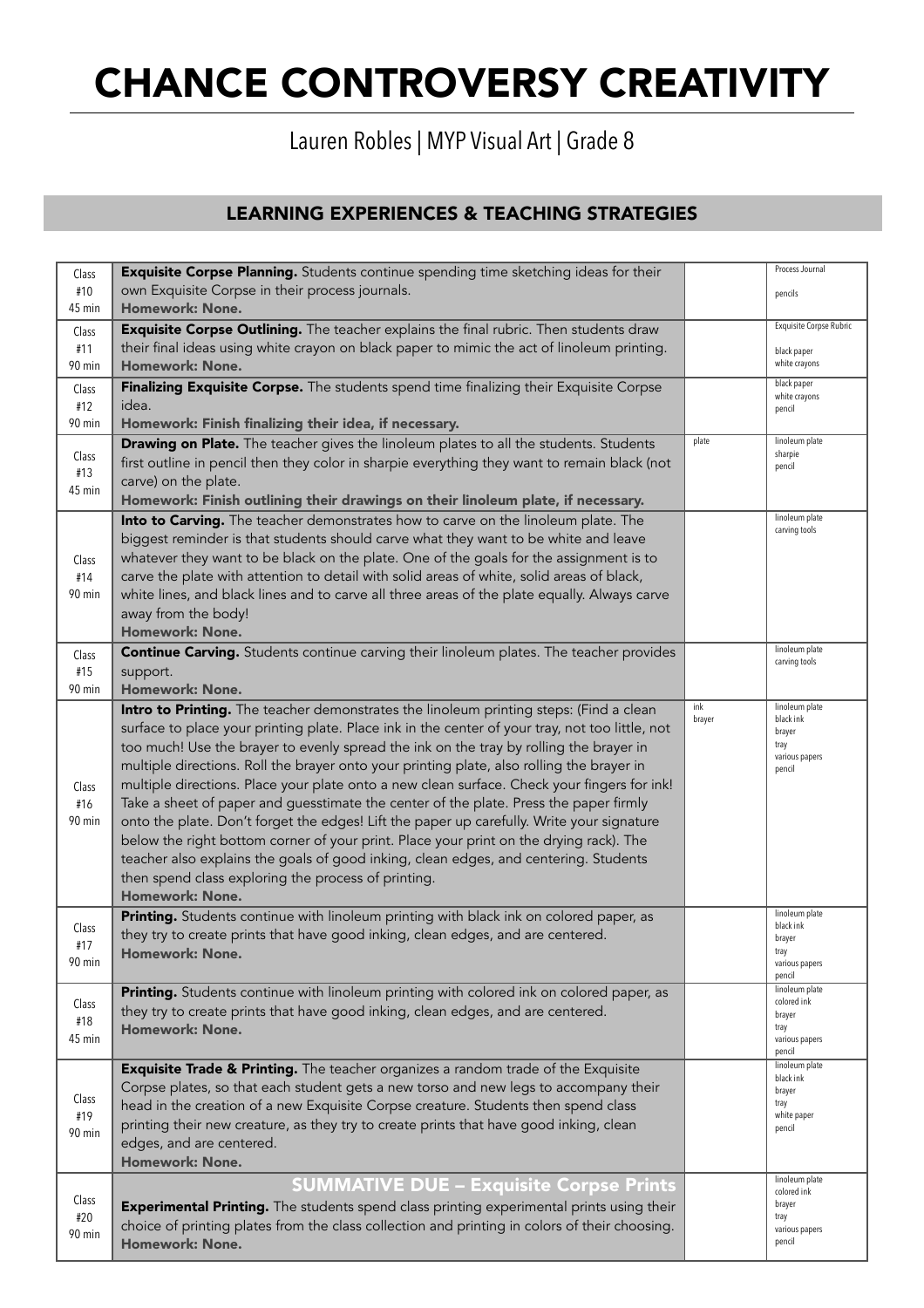# CHANCE CONTROVERSY CREATIVITY

Lauren Robles | MYP Visual Art | Grade 8

## LEARNING EXPERIENCES & TEACHING STRATEGIES

| Class | Learning Experience | | Materials |
|---|---|---|---|
| Class #10 45 min | **Exquisite Corpse Planning.** Students continue spending time sketching ideas for their own Exquisite Corpse in their process journals. **Homework: None.** | | Process Journal, pencils |
| Class #11 90 min | **Exquisite Corpse Outlining.** The teacher explains the final rubric. Then students draw their final ideas using white crayon on black paper to mimic the act of linoleum printing. **Homework: None.** | | Exquisite Corpse Rubric, black paper, white crayons |
| Class #12 90 min | **Finalizing Exquisite Corpse.** The students spend time finalizing their Exquisite Corpse idea. **Homework: Finish finalizing their idea, if necessary.** | | black paper, white crayons, pencil |
| Class #13 45 min | **Drawing on Plate.** The teacher gives the linoleum plates to all the students. Students first outline in pencil then they color in sharpie everything they want to remain black (not carve) on the plate. **Homework: Finish outlining their drawings on their linoleum plate, if necessary.** | plate | linoleum plate, sharpie, pencil |
| Class #14 90 min | **Into to Carving.** The teacher demonstrates how to carve on the linoleum plate. The biggest reminder is that students should carve what they want to be white and leave whatever they want to be black on the plate. One of the goals for the assignment is to carve the plate with attention to detail with solid areas of white, solid areas of black, white lines, and black lines and to carve all three areas of the plate equally. Always carve away from the body! **Homework: None.** | | linoleum plate, carving tools |
| Class #15 90 min | **Continue Carving.** Students continue carving their linoleum plates. The teacher provides support. **Homework: None.** | | linoleum plate, carving tools |
| Class #16 90 min | **Intro to Printing.** The teacher demonstrates the linoleum printing steps: (Find a clean surface to place your printing plate. Place ink in the center of your tray, not too little, not too much! Use the brayer to evenly spread the ink on the tray by rolling the brayer in multiple directions. Roll the brayer onto your printing plate, also rolling the brayer in multiple directions. Place your plate onto a new clean surface. Check your fingers for ink! Take a sheet of paper and guesstimate the center of the plate. Press the paper firmly onto the plate. Don't forget the edges! Lift the paper up carefully. Write your signature below the right bottom corner of your print. Place your print on the drying rack). The teacher also explains the goals of good inking, clean edges, and centering. Students then spend class exploring the process of printing. **Homework: None.** | ink, brayer | linoleum plate, black ink, brayer, tray, various papers, pencil |
| Class #17 90 min | **Printing.** Students continue with linoleum printing with black ink on colored paper, as they try to create prints that have good inking, clean edges, and are centered. **Homework: None.** | | linoleum plate, black ink, brayer, tray, various papers, pencil |
| Class #18 45 min | **Printing.** Students continue with linoleum printing with colored ink on colored paper, as they try to create prints that have good inking, clean edges, and are centered. **Homework: None.** | | linoleum plate, colored ink, brayer, tray, various papers, pencil |
| Class #19 90 min | **Exquisite Trade & Printing.** The teacher organizes a random trade of the Exquisite Corpse plates, so that each student gets a new torso and new legs to accompany their head in the creation of a new Exquisite Corpse creature. Students then spend class printing their new creature, as they try to create prints that have good inking, clean edges, and are centered. **Homework: None.** | | linoleum plate, black ink, brayer, tray, white paper, pencil |
| Class #20 90 min | **SUMMATIVE DUE – Exquisite Corpse Prints** **Experimental Printing.** The students spend class printing experimental prints using their choice of printing plates from the class collection and printing in colors of their choosing. **Homework: None.** | | linoleum plate, colored ink, brayer, tray, various papers, pencil |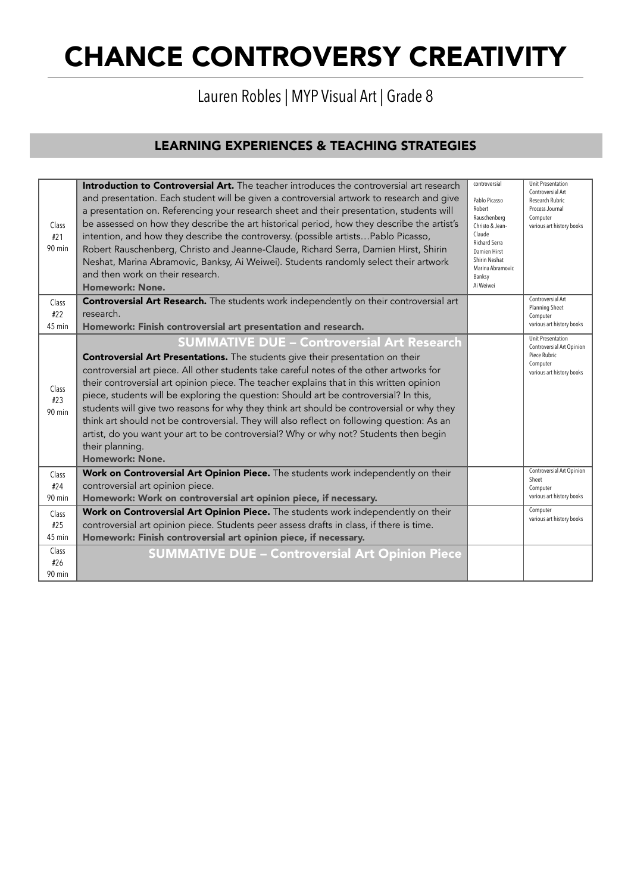# CHANCE CONTROVERSY CREATIVITY

Lauren Robles | MYP Visual Art | Grade 8

## LEARNING EXPERIENCES & TEACHING STRATEGIES

| | | | |
|---|---|---|---|
| Class #21 90 min | **Introduction to Controversial Art.** The teacher introduces the controversial art research and presentation. Each student will be given a controversial artwork to research and give a presentation on. Referencing your research sheet and their presentation, students will be assessed on how they describe the art historical period, how they describe the artist's intention, and how they describe the controversy. (possible artists…Pablo Picasso, Robert Rauschenberg, Christo and Jeanne-Claude, Richard Serra, Damien Hirst, Shirin Neshat, Marina Abramovic, Banksy, Ai Weiwei). Students randomly select their artwork and then work on their research. **Homework: None.** | controversial<br><br>Pablo Picasso<br>Robert Rauschenberg<br>Christo & Jean-Claude<br>Richard Serra<br>Damien Hirst<br>Shirin Neshat<br>Marina Abramovic<br>Banksy<br>Ai Weiwei | Unit Presentation<br>Controversial Art Research Rubric<br>Process Journal<br>Computer<br>various art history books |
| Class #22 45 min | **Controversial Art Research.** The students work independently on their controversial art research. **Homework: Finish controversial art presentation and research.** | | Controversial Art Planning Sheet<br>Computer<br>various art history books |
| Class #23 90 min | **SUMMATIVE DUE – Controversial Art Research** **Controversial Art Presentations.** The students give their presentation on their controversial art piece. All other students take careful notes of the other artworks for their controversial art opinion piece. The teacher explains that in this written opinion piece, students will be exploring the question: Should art be controversial? In this, students will give two reasons for why they think art should be controversial or why they think art should not be controversial. They will also reflect on following question: As an artist, do you want your art to be controversial? Why or why not? Students then begin their planning. **Homework: None.** | | Unit Presentation<br>Controversial Art Opinion Piece Rubric<br>Computer<br>various art history books |
| Class #24 90 min | **Work on Controversial Art Opinion Piece.** The students work independently on their controversial art opinion piece. **Homework: Work on controversial art opinion piece, if necessary.** | | Controversial Art Opinion Sheet<br>Computer<br>various art history books |
| Class #25 45 min | **Work on Controversial Art Opinion Piece.** The students work independently on their controversial art opinion piece. Students peer assess drafts in class, if there is time. **Homework: Finish controversial art opinion piece, if necessary.** | | Computer<br>various art history books |
| Class #26 90 min | **SUMMATIVE DUE – Controversial Art Opinion Piece** | | |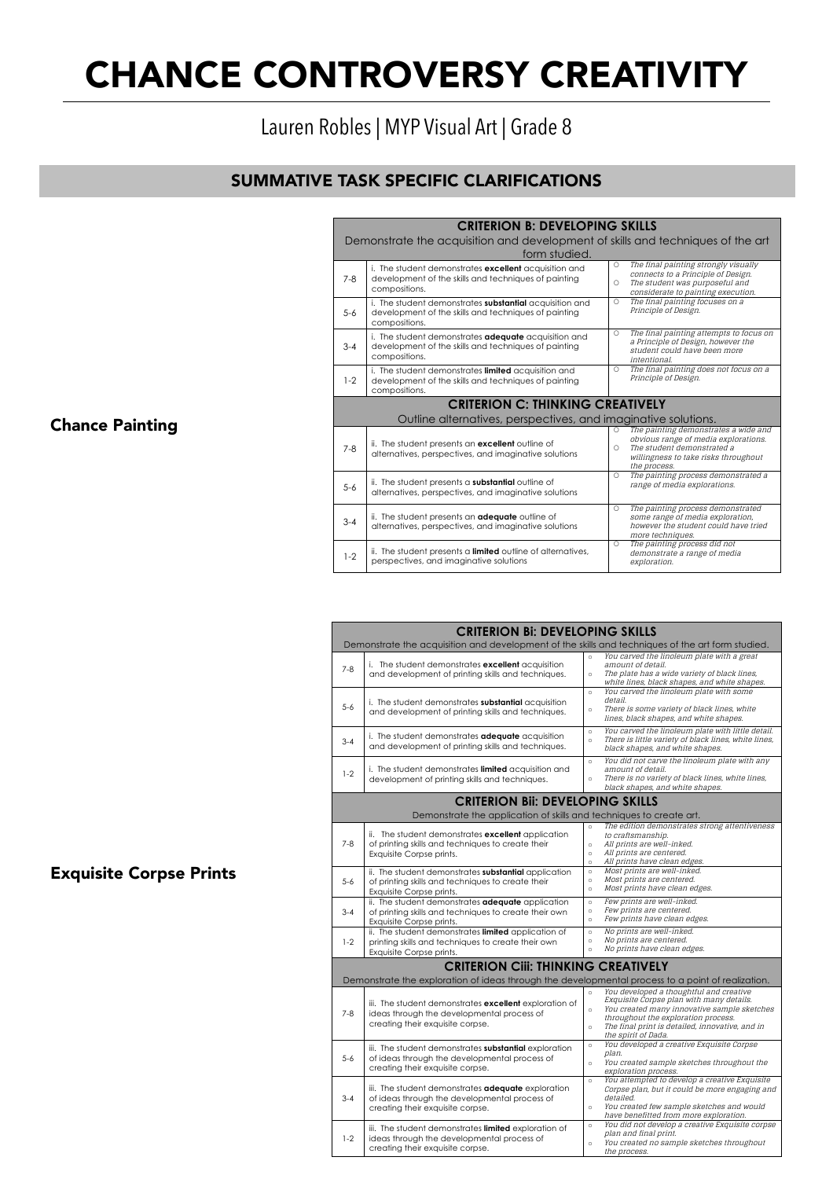# CHANCE CONTROVERSY CREATIVITY

## Lauren Robles | MYP Visual Art | Grade 8

## SUMMATIVE TASK SPECIFIC CLARIFICATIONS

### Chance Painting

| **CRITERION B: DEVELOPING SKILLS**<br>Demonstrate the acquisition and development of skills and techniques of the art form studied. | | |
|---|---|---|
| 7-8 | i. The student demonstrates **excellent** acquisition and development of the skills and techniques of painting compositions. | ○ *The final painting strongly visually connects to a Principle of Design.*<br>○ *The student was purposeful and considerate to painting execution.* |
| 5-6 | i. The student demonstrates **substantial** acquisition and development of the skills and techniques of painting compositions. | ○ *The final painting focuses on a Principle of Design.* |
| 3-4 | i. The student demonstrates **adequate** acquisition and development of the skills and techniques of painting compositions. | ○ *The final painting attempts to focus on a Principle of Design, however the student could have been more intentional.* |
| 1-2 | i. The student demonstrates **limited** acquisition and development of the skills and techniques of painting compositions. | ○ *The final painting does not focus on a Principle of Design.* |
| **CRITERION C: THINKING CREATIVELY**<br>Outline alternatives, perspectives, and imaginative solutions. | | |
| 7-8 | ii. The student presents an **excellent** outline of alternatives, perspectives, and imaginative solutions | ○ *The painting demonstrates a wide and obvious range of media explorations.*<br>○ *The student demonstrated a willingness to take risks throughout the process.* |
| 5-6 | ii. The student presents a **substantial** outline of alternatives, perspectives, and imaginative solutions | ○ *The painting process demonstrated a range of media explorations.* |
| 3-4 | ii. The student presents an **adequate** outline of alternatives, perspectives, and imaginative solutions | ○ *The painting process demonstrated some range of media exploration, however the student could have tried more techniques.* |
| 1-2 | ii. The student presents a **limited** outline of alternatives, perspectives, and imaginative solutions | ○ *The painting process did not demonstrate a range of media exploration.* |

### Exquisite Corpse Prints

| **CRITERION Bi: DEVELOPING SKILLS**<br>Demonstrate the acquisition and development of the skills and techniques of the art form studied. | | |
|---|---|---|
| 7-8 | i. The student demonstrates **excellent** acquisition and development of printing skills and techniques. | ○ *You carved the linoleum plate with a great amount of detail.*<br>○ *The plate has a wide variety of black lines, white lines, black shapes, and white shapes.* |
| 5-6 | i. The student demonstrates **substantial** acquisition and development of printing skills and techniques. | ○ *You carved the linoleum plate with some detail.*<br>○ *There is some variety of black lines, white lines, black shapes, and white shapes.* |
| 3-4 | i. The student demonstrates **adequate** acquisition and development of printing skills and techniques. | ○ *You carved the linoleum plate with little detail.*<br>○ *There is little variety of black lines, white lines, black shapes, and white shapes.* |
| 1-2 | i. The student demonstrates **limited** acquisition and development of printing skills and techniques. | ○ *You did not carve the linoleum plate with any amount of detail.*<br>○ *There is no variety of black lines, white lines, black shapes, and white shapes.* |
| **CRITERION Bii: DEVELOPING SKILLS**<br>Demonstrate the application of skills and techniques to create art. | | |
| 7-8 | ii. The student demonstrates **excellent** application of printing skills and techniques to create their Exquisite Corpse prints. | ○ *The edition demonstrates strong attentiveness to craftsmanship.*<br>○ *All prints are well-inked.*<br>○ *All prints are centered.*<br>○ *All prints have clean edges.* |
| 5-6 | ii. The student demonstrates **substantial** application of printing skills and techniques to create their Exquisite Corpse prints. | ○ *Most prints are well-inked.*<br>○ *Most prints are centered.*<br>○ *Most prints have clean edges.* |
| 3-4 | ii. The student demonstrates **adequate** application of printing skills and techniques to create their own Exquisite Corpse prints. | ○ *Few prints are well-inked.*<br>○ *Few prints are centered.*<br>○ *Few prints have clean edges.* |
| 1-2 | ii. The student demonstrates **limited** application of printing skills and techniques to create their own Exquisite Corpse prints. | ○ *No prints are well-inked.*<br>○ *No prints are centered.*<br>○ *No prints have clean edges.* |
| **CRITERION Ciii: THINKING CREATIVELY**<br>Demonstrate the exploration of ideas through the developmental process to a point of realization. | | |
| 7-8 | iii. The student demonstrates **excellent** exploration of ideas through the developmental process of creating their exquisite corpse. | ○ *You developed a thoughtful and creative Exquisite Corpse plan with many details.*<br>○ *You created many innovative sample sketches throughout the exploration process.*<br>○ *The final print is detailed, innovative, and in the spirit of Dada.* |
| 5-6 | iii. The student demonstrates **substantial** exploration of ideas through the developmental process of creating their exquisite corpse. | ○ *You developed a creative Exquisite Corpse plan.*<br>○ *You created sample sketches throughout the exploration process.* |
| 3-4 | iii. The student demonstrates **adequate** exploration of ideas through the developmental process of creating their exquisite corpse. | ○ *You attempted to develop a creative Exquisite Corpse plan, but it could be more engaging and detailed.*<br>○ *You created few sample sketches and would have benefitted from more exploration.* |
| 1-2 | iii. The student demonstrates **limited** exploration of ideas through the developmental process of creating their exquisite corpse. | ○ *You did not develop a creative Exquisite corpse plan and final print.*<br>○ *You created no sample sketches throughout the process.* |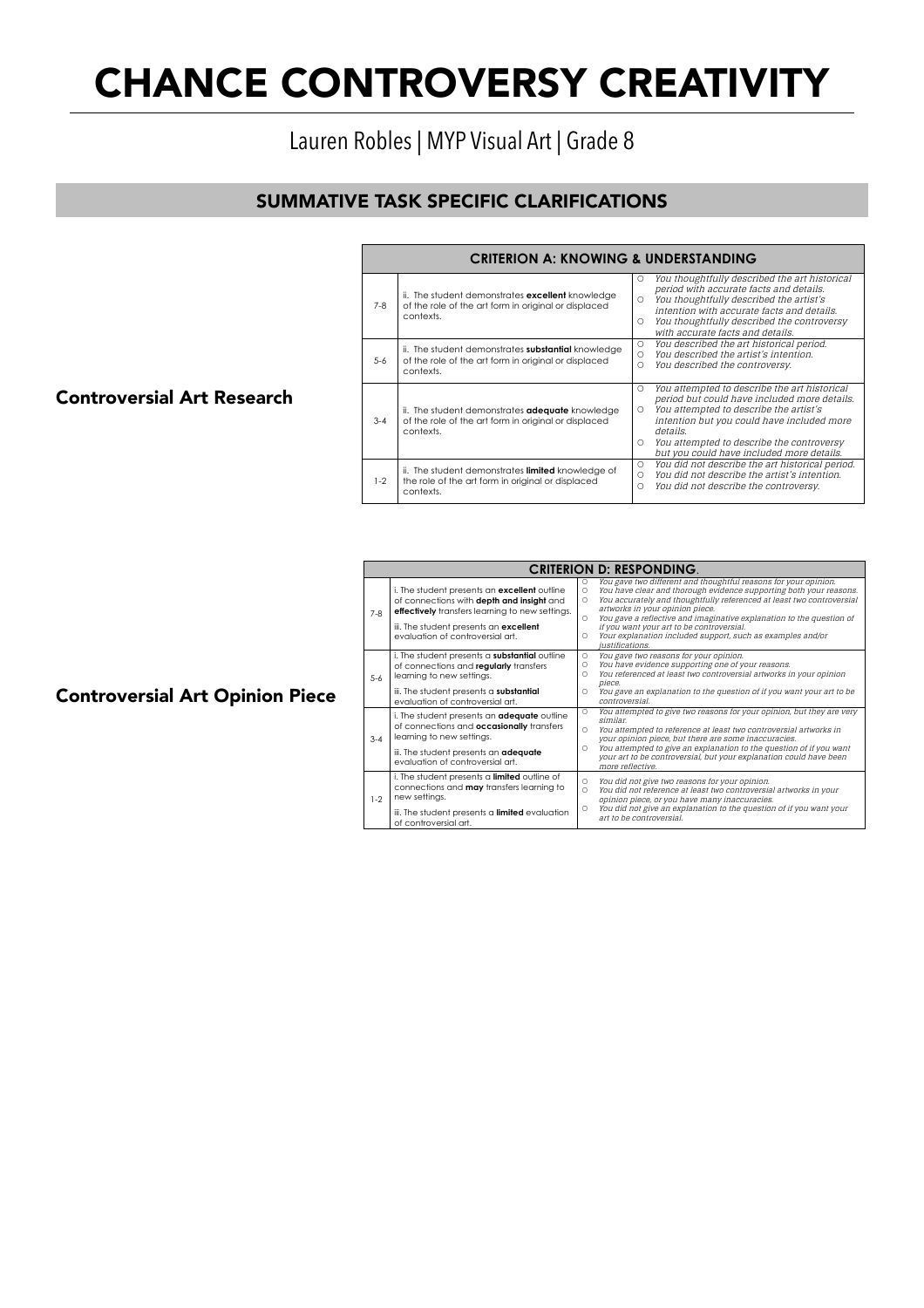# CHANCE CONTROVERSY CREATIVITY

Lauren Robles | MYP Visual Art | Grade 8

## SUMMATIVE TASK SPECIFIC CLARIFICATIONS

### Controversial Art Research

| CRITERION A: KNOWING & UNDERSTANDING | | |
|---|---|---|
| 7-8 | ii. The student demonstrates **excellent** knowledge of the role of the art form in original or displaced contexts. | ○ *You thoughtfully described the art historical period with accurate facts and details.*<br>○ *You thoughtfully described the artist's intention with accurate facts and details.*<br>○ *You thoughtfully described the controversy with accurate facts and details.* |
| 5-6 | ii. The student demonstrates **substantial** knowledge of the role of the art form in original or displaced contexts. | ○ *You described the art historical period.*<br>○ *You described the artist's intention.*<br>○ *You described the controversy.* |
| 3-4 | ii. The student demonstrates **adequate** knowledge of the role of the art form in original or displaced contexts. | ○ *You attempted to describe the art historical period but could have included more details.*<br>○ *You attempted to describe the artist's intention but you could have included more details.*<br>○ *You attempted to describe the controversy but you could have included more details.* |
| 1-2 | ii. The student demonstrates **limited** knowledge of the role of the art form in original or displaced contexts. | ○ *You did not describe the art historical period.*<br>○ *You did not describe the artist's intention.*<br>○ *You did not describe the controversy.* |

### Controversial Art Opinion Piece

| CRITERION D: RESPONDING. | | |
|---|---|---|
| 7-8 | i. The student presents an **excellent** outline of connections with **depth and insight** and **effectively** transfers learning to new settings.<br><br>iii. The student presents an **excellent** evaluation of controversial art. | ○ *You gave two different and thoughtful reasons for your opinion.*<br>○ *You have clear and thorough evidence supporting both your reasons.*<br>○ *You accurately and thoughtfully referenced at least two controversial artworks in your opinion piece.*<br>○ *You gave a reflective and imaginative explanation to the question of if you want your art to be controversial.*<br>○ *Your explanation included support, such as examples and/or justifications.* |
| 5-6 | i. The student presents a **substantial** outline of connections and **regularly** transfers learning to new settings.<br><br>iii. The student presents a **substantial** evaluation of controversial art. | ○ *You gave two reasons for your opinion.*<br>○ *You have evidence supporting one of your reasons.*<br>○ *You referenced at least two controversial artworks in your opinion piece.*<br>○ *You gave an explanation to the question of if you want your art to be controversial.* |
| 3-4 | i. The student presents an **adequate** outline of connections and **occasionally** transfers learning to new settings.<br><br>iii. The student presents an **adequate** evaluation of controversial art. | ○ *You attempted to give two reasons for your opinion, but they are very similar.*<br>○ *You attempted to reference at least two controversial artworks in your opinion piece, but there are some inaccuracies.*<br>○ *You attempted to give an explanation to the question of if you want your art to be controversial, but your explanation could have been more reflective.* |
| 1-2 | i. The student presents a **limited** outline of connections and **may** transfers learning to new settings.<br><br>iii. The student presents a **limited** evaluation of controversial art. | ○ *You did not give two reasons for your opinion.*<br>○ *You did not reference at least two controversial artworks in your opinion piece, or you have many inaccuracies.*<br>○ *You did not give an explanation to the question of if you want your art to be controversial.* |